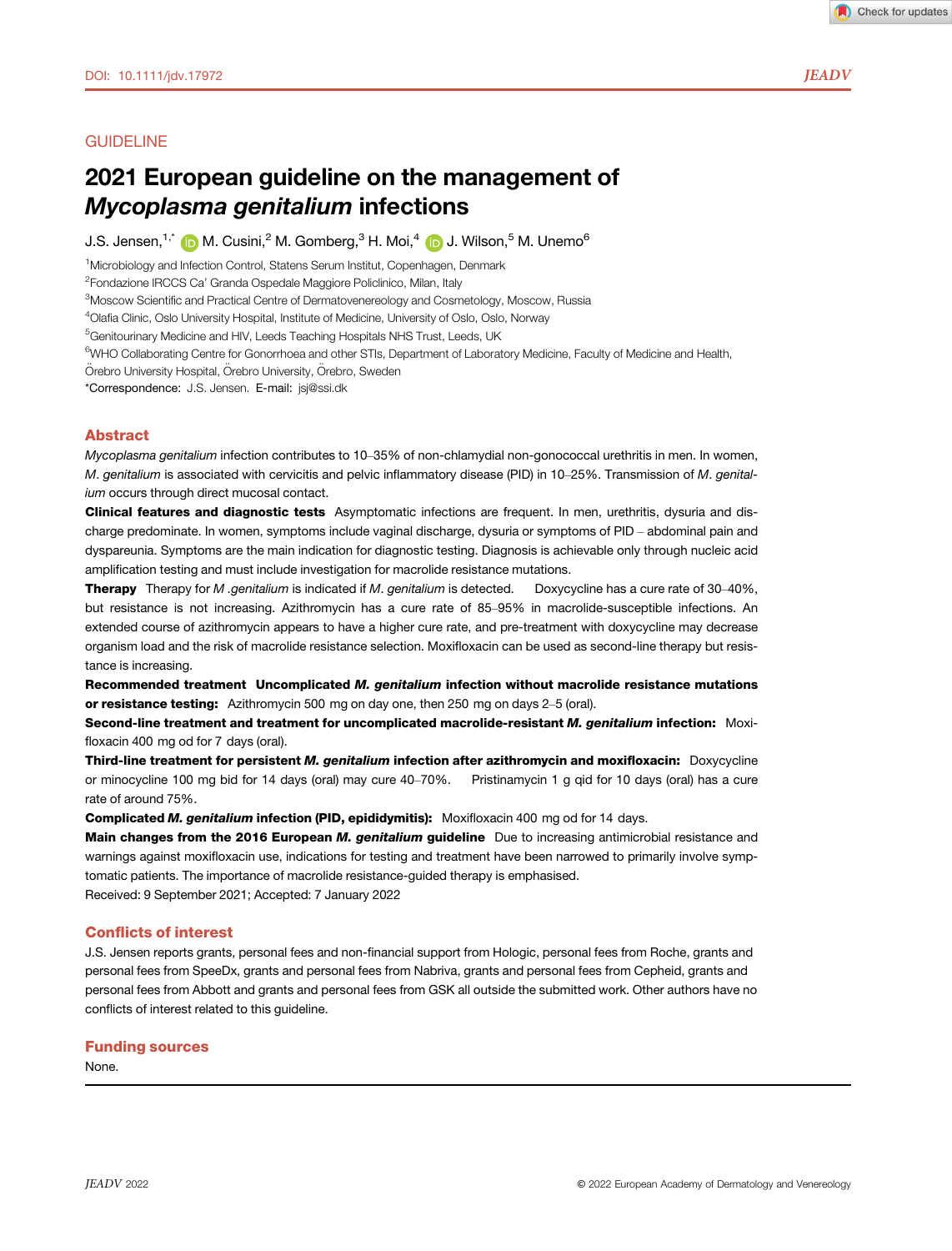GUIDELINE

# 2021 European guideline on the management of *Mycoplasma genitalium* infections

J.S. Jensen,[1,*] M. Cusini,[2] M. Gomberg,[3] H. Moi,[4] J. Wilson,[5] M. Unemo[6]

[1]Microbiology and Infection Control, Statens Serum Institut, Copenhagen, Denmark

[2]Fondazione IRCCS Ca' Granda Ospedale Maggiore Policlinico, Milan, Italy

[3]Moscow Scientific and Practical Centre of Dermatovenereology and Cosmetology, Moscow, Russia

[4]Olafia Clinic, Oslo University Hospital, Institute of Medicine, University of Oslo, Oslo, Norway

[5]Genitourinary Medicine and HIV, Leeds Teaching Hospitals NHS Trust, Leeds, UK

[6]WHO Collaborating Centre for Gonorrhoea and other STIs, Department of Laboratory Medicine, Faculty of Medicine and Health, Örebro University Hospital, Örebro University, Örebro, Sweden

*Correspondence: J.S. Jensen. E-mail: jsj@ssi.dk

## Abstract

*Mycoplasma genitalium* infection contributes to 10–35% of non-chlamydial non-gonococcal urethritis in men. In women, *M. genitalium* is associated with cervicitis and pelvic inflammatory disease (PID) in 10–25%. Transmission of *M. genitalium* occurs through direct mucosal contact.

**Clinical features and diagnostic tests** Asymptomatic infections are frequent. In men, urethritis, dysuria and discharge predominate. In women, symptoms include vaginal discharge, dysuria or symptoms of PID – abdominal pain and dyspareunia. Symptoms are the main indication for diagnostic testing. Diagnosis is achievable only through nucleic acid amplification testing and must include investigation for macrolide resistance mutations.

**Therapy** Therapy for *M .genitalium* is indicated if *M. genitalium* is detected. Doxycycline has a cure rate of 30–40%, but resistance is not increasing. Azithromycin has a cure rate of 85–95% in macrolide-susceptible infections. An extended course of azithromycin appears to have a higher cure rate, and pre-treatment with doxycycline may decrease organism load and the risk of macrolide resistance selection. Moxifloxacin can be used as second-line therapy but resistance is increasing.

**Recommended treatment Uncomplicated *M. genitalium* infection without macrolide resistance mutations or resistance testing:** Azithromycin 500 mg on day one, then 250 mg on days 2–5 (oral).

**Second-line treatment and treatment for uncomplicated macrolide-resistant *M. genitalium* infection:** Moxifloxacin 400 mg od for 7 days (oral).

**Third-line treatment for persistent *M. genitalium* infection after azithromycin and moxifloxacin:** Doxycycline or minocycline 100 mg bid for 14 days (oral) may cure 40–70%. Pristinamycin 1 g qid for 10 days (oral) has a cure rate of around 75%.

**Complicated *M. genitalium* infection (PID, epididymitis):** Moxifloxacin 400 mg od for 14 days.

**Main changes from the 2016 European *M. genitalium* guideline** Due to increasing antimicrobial resistance and warnings against moxifloxacin use, indications for testing and treatment have been narrowed to primarily involve symptomatic patients. The importance of macrolide resistance-guided therapy is emphasised.

Received: 9 September 2021; Accepted: 7 January 2022

## Conflicts of interest

J.S. Jensen reports grants, personal fees and non-financial support from Hologic, personal fees from Roche, grants and personal fees from SpeeDx, grants and personal fees from Nabriva, grants and personal fees from Cepheid, grants and personal fees from Abbott and grants and personal fees from GSK all outside the submitted work. Other authors have no conflicts of interest related to this guideline.

## Funding sources

None.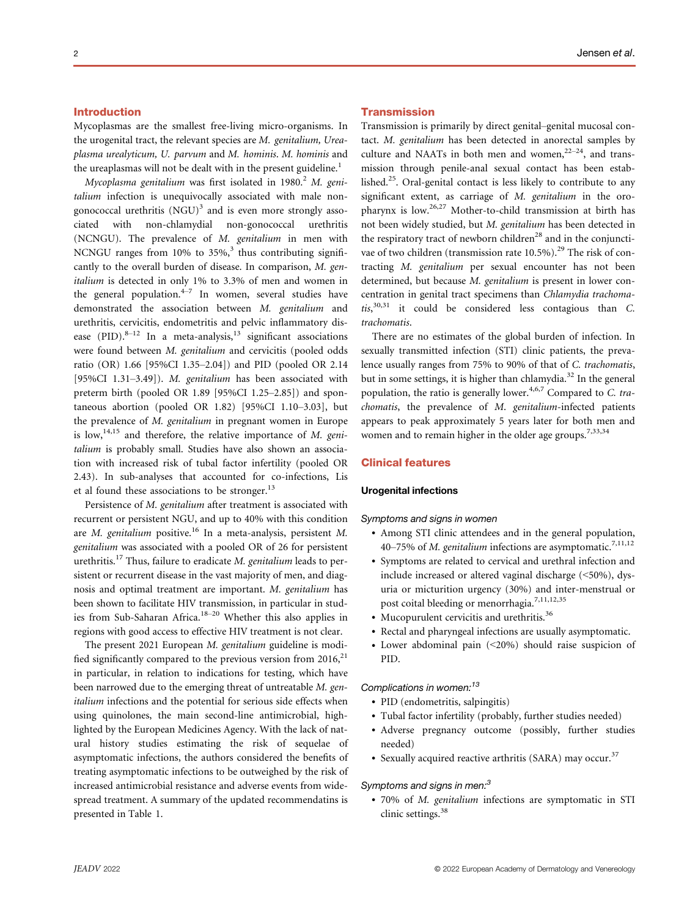## Introduction

Mycoplasmas are the smallest free-living micro-organisms. In the urogenital tract, the relevant species are *M. genitalium, Ureaplasma urealyticum, U. parvum* and *M. hominis*. *M. hominis* and the ureaplasmas will not be dealt with in the present guideline.[1]

*Mycoplasma genitalium* was first isolated in 1980.[2] *M. genitalium* infection is unequivocally associated with male non-gonococcal urethritis (NGU)[3] and is even more strongly associated with non-chlamydial non-gonococcal urethritis (NCNGU). The prevalence of *M. genitalium* in men with NCNGU ranges from 10% to 35%,[3] thus contributing significantly to the overall burden of disease. In comparison, *M. genitalium* is detected in only 1% to 3.3% of men and women in the general population.[4–7] In women, several studies have demonstrated the association between *M. genitalium* and urethritis, cervicitis, endometritis and pelvic inflammatory disease (PID).[8–12] In a meta-analysis,[13] significant associations were found between *M. genitalium* and cervicitis (pooled odds ratio (OR) 1.66 [95%CI 1.35–2.04]) and PID (pooled OR 2.14 [95%CI 1.31–3.49]). *M. genitalium* has been associated with preterm birth (pooled OR 1.89 [95%CI 1.25–2.85]) and spontaneous abortion (pooled OR 1.82) [95%CI 1.10–3.03], but the prevalence of *M. genitalium* in pregnant women in Europe is low,[14,15] and therefore, the relative importance of *M. genitalium* is probably small. Studies have also shown an association with increased risk of tubal factor infertility (pooled OR 2.43). In sub-analyses that accounted for co-infections, Lis et al found these associations to be stronger.[13]

Persistence of *M. genitalium* after treatment is associated with recurrent or persistent NGU, and up to 40% with this condition are *M. genitalium* positive.[16] In a meta-analysis, persistent *M. genitalium* was associated with a pooled OR of 26 for persistent urethritis.[17] Thus, failure to eradicate *M. genitalium* leads to persistent or recurrent disease in the vast majority of men, and diagnosis and optimal treatment are important. *M. genitalium* has been shown to facilitate HIV transmission, in particular in studies from Sub-Saharan Africa.[18–20] Whether this also applies in regions with good access to effective HIV treatment is not clear.

The present 2021 European *M. genitalium* guideline is modified significantly compared to the previous version from 2016,[21] in particular, in relation to indications for testing, which have been narrowed due to the emerging threat of untreatable *M. genitalium* infections and the potential for serious side effects when using quinolones, the main second-line antimicrobial, highlighted by the European Medicines Agency. With the lack of natural history studies estimating the risk of sequelae of asymptomatic infections, the authors considered the benefits of treating asymptomatic infections to be outweighed by the risk of increased antimicrobial resistance and adverse events from widespread treatment. A summary of the updated recommendatins is presented in Table 1.

## Transmission

Transmission is primarily by direct genital–genital mucosal contact. *M. genitalium* has been detected in anorectal samples by culture and NAATs in both men and women,[22–24], and transmission through penile-anal sexual contact has been established.[25]. Oral-genital contact is less likely to contribute to any significant extent, as carriage of *M. genitalium* in the oropharynx is low.[26,27] Mother-to-child transmission at birth has not been widely studied, but *M. genitalium* has been detected in the respiratory tract of newborn children[28] and in the conjunctivae of two children (transmission rate 10.5%).[29] The risk of contracting *M. genitalium* per sexual encounter has not been determined, but because *M. genitalium* is present in lower concentration in genital tract specimens than *Chlamydia trachomatis*,[30,31] it could be considered less contagious than *C. trachomatis*.

There are no estimates of the global burden of infection. In sexually transmitted infection (STI) clinic patients, the prevalence usually ranges from 75% to 90% of that of *C. trachomatis*, but in some settings, it is higher than chlamydia.[32] In the general population, the ratio is generally lower.[4,6,7] Compared to *C. trachomatis*, the prevalence of *M. genitalium*-infected patients appears to peak approximately 5 years later for both men and women and to remain higher in the older age groups.[7,33,34]

## Clinical features

### Urogenital infections

*Symptoms and signs in women*

- Among STI clinic attendees and in the general population, 40–75% of *M. genitalium* infections are asymptomatic.[7,11,12]
- Symptoms are related to cervical and urethral infection and include increased or altered vaginal discharge (<50%), dysuria or micturition urgency (30%) and inter-menstrual or post coital bleeding or menorrhagia.[7,11,12,35]
- Mucopurulent cervicitis and urethritis.[36]
- Rectal and pharyngeal infections are usually asymptomatic.
- Lower abdominal pain (<20%) should raise suspicion of PID.

*Complications in women:*[13]

- PID (endometritis, salpingitis)
- Tubal factor infertility (probably, further studies needed)
- Adverse pregnancy outcome (possibly, further studies needed)
- Sexually acquired reactive arthritis (SARA) may occur.[37]

*Symptoms and signs in men:*[3]

- 70% of *M. genitalium* infections are symptomatic in STI clinic settings.[38]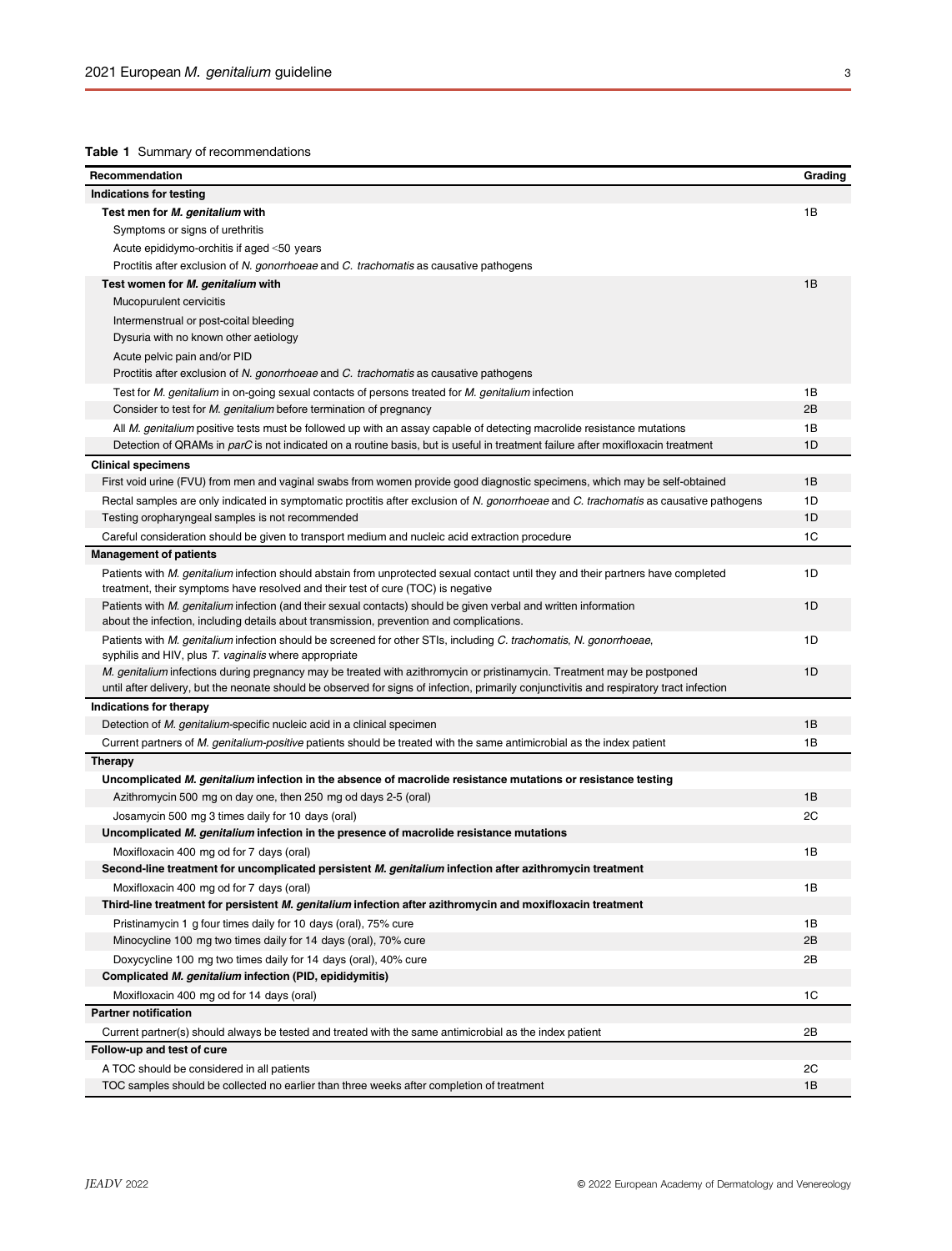**Table 1** Summary of recommendations

| Recommendation | Grading |
|---|---|
| **Indications for testing** | |
| **Test men for *M. genitalium* with** | 1B |
| Symptoms or signs of urethritis | |
| Acute epididymo-orchitis if aged <50 years | |
| Proctitis after exclusion of *N. gonorrhoeae* and *C. trachomatis* as causative pathogens | |
| **Test women for *M. genitalium* with** | 1B |
| Mucopurulent cervicitis | |
| Intermenstrual or post-coital bleeding | |
| Dysuria with no known other aetiology | |
| Acute pelvic pain and/or PID | |
| Proctitis after exclusion of *N. gonorrhoeae* and *C. trachomatis* as causative pathogens | |
| Test for *M. genitalium* in on-going sexual contacts of persons treated for *M. genitalium* infection | 1B |
| Consider to test for *M. genitalium* before termination of pregnancy | 2B |
| All *M. genitalium* positive tests must be followed up with an assay capable of detecting macrolide resistance mutations | 1B |
| Detection of QRAMs in *parC* is not indicated on a routine basis, but is useful in treatment failure after moxifloxacin treatment | 1D |
| **Clinical specimens** | |
| First void urine (FVU) from men and vaginal swabs from women provide good diagnostic specimens, which may be self-obtained | 1B |
| Rectal samples are only indicated in symptomatic proctitis after exclusion of *N. gonorrhoeae* and *C. trachomatis* as causative pathogens | 1D |
| Testing oropharyngeal samples is not recommended | 1D |
| Careful consideration should be given to transport medium and nucleic acid extraction procedure | 1C |
| **Management of patients** | |
| Patients with *M. genitalium* infection should abstain from unprotected sexual contact until they and their partners have completed treatment, their symptoms have resolved and their test of cure (TOC) is negative | 1D |
| Patients with *M. genitalium* infection (and their sexual contacts) should be given verbal and written information about the infection, including details about transmission, prevention and complications. | 1D |
| Patients with *M. genitalium* infection should be screened for other STIs, including *C. trachomatis*, *N. gonorrhoeae*, syphilis and HIV, plus *T. vaginalis* where appropriate | 1D |
| *M. genitalium* infections during pregnancy may be treated with azithromycin or pristinamycin. Treatment may be postponed until after delivery, but the neonate should be observed for signs of infection, primarily conjunctivitis and respiratory tract infection | 1D |
| **Indications for therapy** | |
| Detection of *M. genitalium*-specific nucleic acid in a clinical specimen | 1B |
| Current partners of *M. genitalium-positive* patients should be treated with the same antimicrobial as the index patient | 1B |
| **Therapy** | |
| **Uncomplicated *M. genitalium* infection in the absence of macrolide resistance mutations or resistance testing** | |
| Azithromycin 500 mg on day one, then 250 mg od days 2-5 (oral) | 1B |
| Josamycin 500 mg 3 times daily for 10 days (oral) | 2C |
| **Uncomplicated *M. genitalium* infection in the presence of macrolide resistance mutations** | |
| Moxifloxacin 400 mg od for 7 days (oral) | 1B |
| **Second-line treatment for uncomplicated persistent *M. genitalium* infection after azithromycin treatment** | |
| Moxifloxacin 400 mg od for 7 days (oral) | 1B |
| **Third-line treatment for persistent *M. genitalium* infection after azithromycin and moxifloxacin treatment** | |
| Pristinamycin 1 g four times daily for 10 days (oral), 75% cure | 1B |
| Minocycline 100 mg two times daily for 14 days (oral), 70% cure | 2B |
| Doxycycline 100 mg two times daily for 14 days (oral), 40% cure | 2B |
| **Complicated *M. genitalium* infection (PID, epididymitis)** | |
| Moxifloxacin 400 mg od for 14 days (oral) | 1C |
| **Partner notification** | |
| Current partner(s) should always be tested and treated with the same antimicrobial as the index patient | 2B |
| **Follow-up and test of cure** | |
| A TOC should be considered in all patients | 2C |
| TOC samples should be collected no earlier than three weeks after completion of treatment | 1B |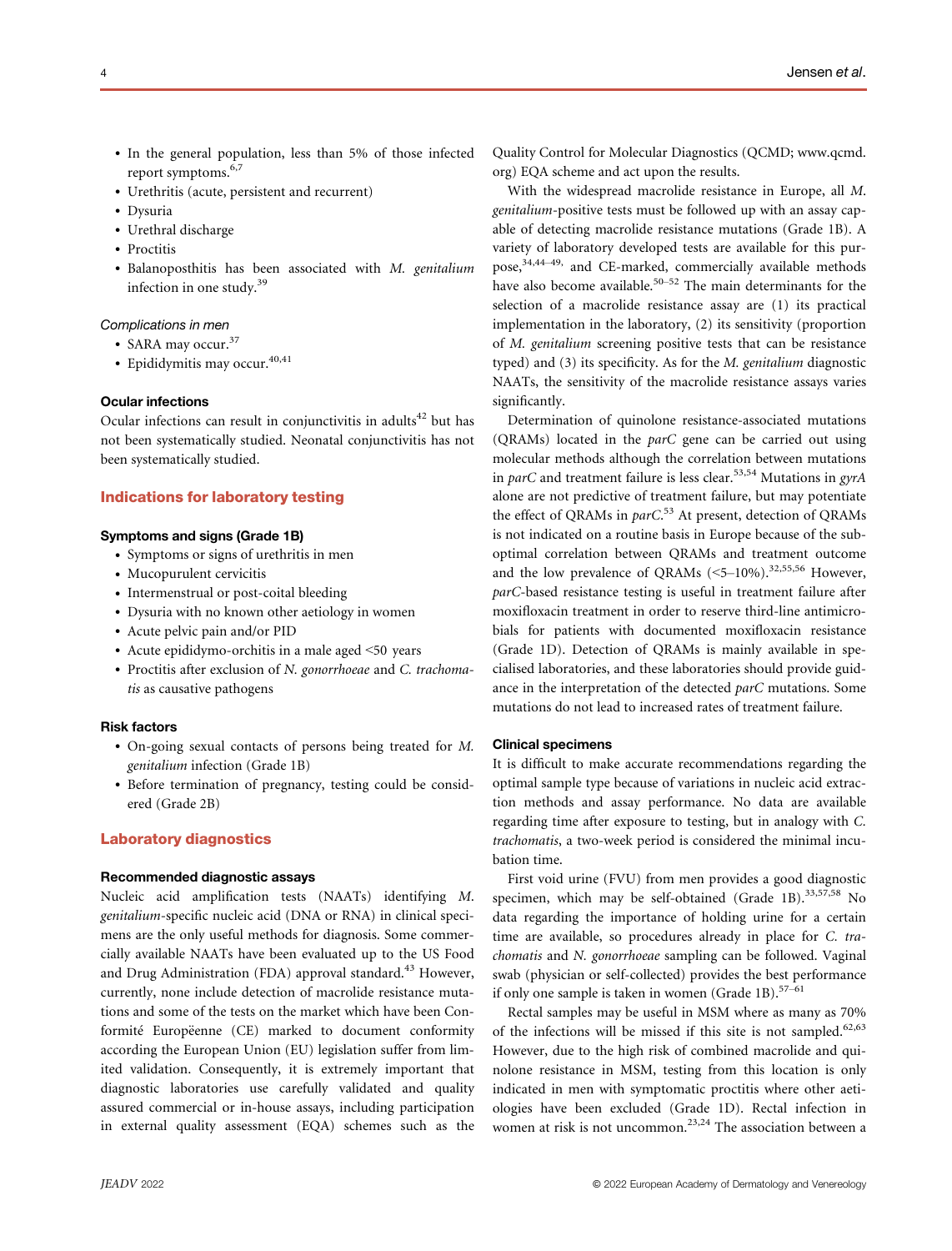- In the general population, less than 5% of those infected report symptoms.[6,7]
- Urethritis (acute, persistent and recurrent)
- Dysuria
- Urethral discharge
- Proctitis
- Balanoposthitis has been associated with *M. genitalium* infection in one study.[39]

*Complications in men*

- SARA may occur.[37]
- Epididymitis may occur.[40,41]

### Ocular infections

Ocular infections can result in conjunctivitis in adults[42] but has not been systematically studied. Neonatal conjunctivitis has not been systematically studied.

## Indications for laboratory testing

### Symptoms and signs (Grade 1B)

- Symptoms or signs of urethritis in men
- Mucopurulent cervicitis
- Intermenstrual or post-coital bleeding
- Dysuria with no known other aetiology in women
- Acute pelvic pain and/or PID
- Acute epididymo-orchitis in a male aged <50 years
- Proctitis after exclusion of *N. gonorrhoeae* and *C. trachomatis* as causative pathogens

### Risk factors

- On-going sexual contacts of persons being treated for *M. genitalium* infection (Grade 1B)
- Before termination of pregnancy, testing could be considered (Grade 2B)

## Laboratory diagnostics

### Recommended diagnostic assays

Nucleic acid amplification tests (NAATs) identifying *M. genitalium*-specific nucleic acid (DNA or RNA) in clinical specimens are the only useful methods for diagnosis. Some commercially available NAATs have been evaluated up to the US Food and Drug Administration (FDA) approval standard.[43] However, currently, none include detection of macrolide resistance mutations and some of the tests on the market which have been Conformité Europëenne (CE) marked to document conformity according the European Union (EU) legislation suffer from limited validation. Consequently, it is extremely important that diagnostic laboratories use carefully validated and quality assured commercial or in-house assays, including participation in external quality assessment (EQA) schemes such as the Quality Control for Molecular Diagnostics (QCMD; www.qcmd.org) EQA scheme and act upon the results.

With the widespread macrolide resistance in Europe, all *M. genitalium*-positive tests must be followed up with an assay capable of detecting macrolide resistance mutations (Grade 1B). A variety of laboratory developed tests are available for this purpose,[34,44–49,] and CE-marked, commercially available methods have also become available.[50–52] The main determinants for the selection of a macrolide resistance assay are (1) its practical implementation in the laboratory, (2) its sensitivity (proportion of *M. genitalium* screening positive tests that can be resistance typed) and (3) its specificity. As for the *M. genitalium* diagnostic NAATs, the sensitivity of the macrolide resistance assays varies significantly.

Determination of quinolone resistance-associated mutations (QRAMs) located in the *parC* gene can be carried out using molecular methods although the correlation between mutations in *parC* and treatment failure is less clear.[53,54] Mutations in *gyrA* alone are not predictive of treatment failure, but may potentiate the effect of QRAMs in *parC*.[53] At present, detection of QRAMs is not indicated on a routine basis in Europe because of the suboptimal correlation between QRAMs and treatment outcome and the low prevalence of QRAMs (<5–10%).[32,55,56] However, *parC*-based resistance testing is useful in treatment failure after moxifloxacin treatment in order to reserve third-line antimicrobials for patients with documented moxifloxacin resistance (Grade 1D). Detection of QRAMs is mainly available in specialised laboratories, and these laboratories should provide guidance in the interpretation of the detected *parC* mutations. Some mutations do not lead to increased rates of treatment failure.

### Clinical specimens

It is difficult to make accurate recommendations regarding the optimal sample type because of variations in nucleic acid extraction methods and assay performance. No data are available regarding time after exposure to testing, but in analogy with *C. trachomatis*, a two-week period is considered the minimal incubation time.

First void urine (FVU) from men provides a good diagnostic specimen, which may be self-obtained (Grade 1B).[33,57,58] No data regarding the importance of holding urine for a certain time are available, so procedures already in place for *C. trachomatis* and *N. gonorrhoeae* sampling can be followed. Vaginal swab (physician or self-collected) provides the best performance if only one sample is taken in women (Grade 1B).[57–61]

Rectal samples may be useful in MSM where as many as 70% of the infections will be missed if this site is not sampled.[62,63] However, due to the high risk of combined macrolide and quinolone resistance in MSM, testing from this location is only indicated in men with symptomatic proctitis where other aetiologies have been excluded (Grade 1D). Rectal infection in women at risk is not uncommon.[23,24] The association between a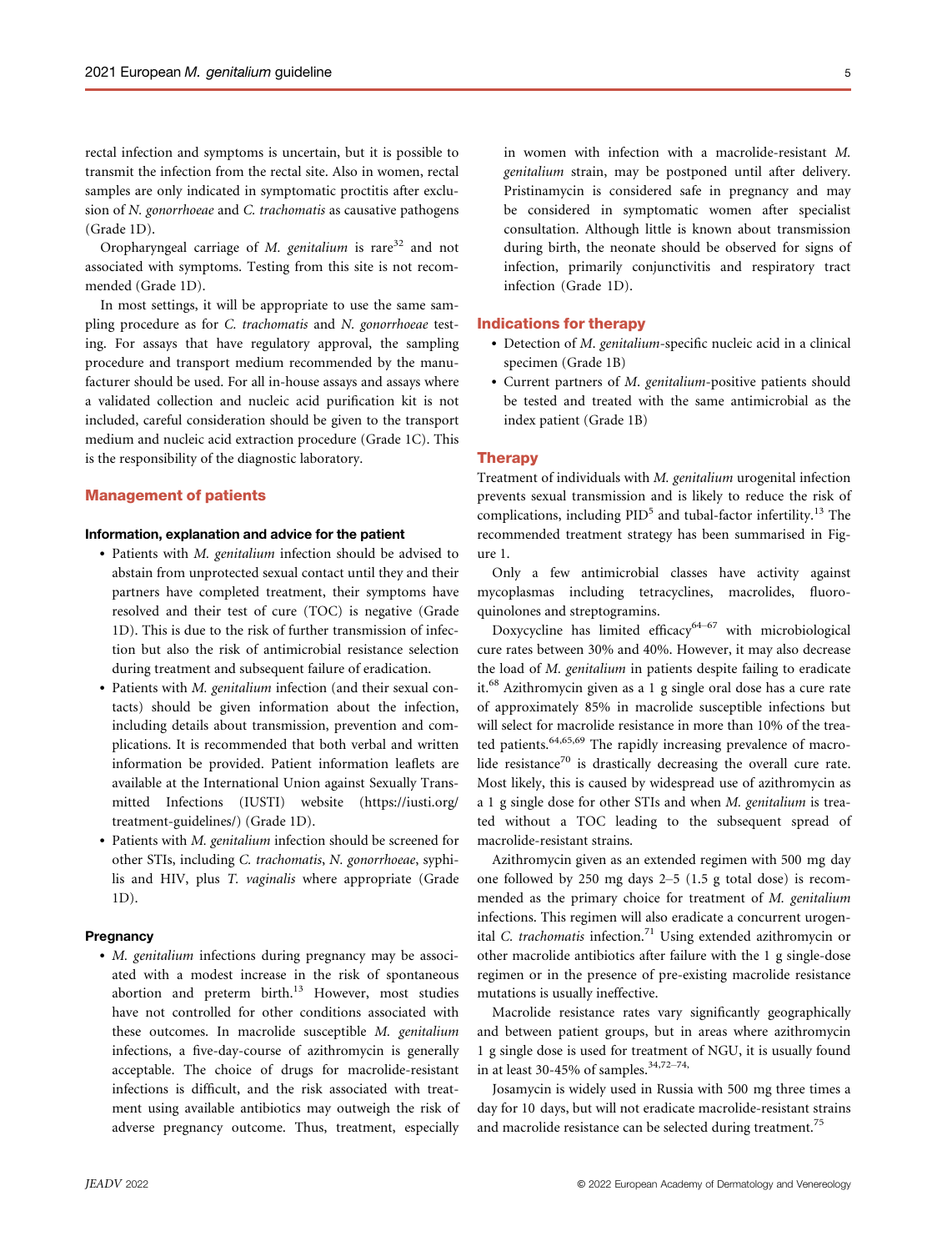rectal infection and symptoms is uncertain, but it is possible to transmit the infection from the rectal site. Also in women, rectal samples are only indicated in symptomatic proctitis after exclusion of *N. gonorrhoeae* and *C. trachomatis* as causative pathogens (Grade 1D).

Oropharyngeal carriage of *M. genitalium* is rare[32] and not associated with symptoms. Testing from this site is not recommended (Grade 1D).

In most settings, it will be appropriate to use the same sampling procedure as for *C. trachomatis* and *N. gonorrhoeae* testing. For assays that have regulatory approval, the sampling procedure and transport medium recommended by the manufacturer should be used. For all in-house assays and assays where a validated collection and nucleic acid purification kit is not included, careful consideration should be given to the transport medium and nucleic acid extraction procedure (Grade 1C). This is the responsibility of the diagnostic laboratory.

## Management of patients

### Information, explanation and advice for the patient

- Patients with *M. genitalium* infection should be advised to abstain from unprotected sexual contact until they and their partners have completed treatment, their symptoms have resolved and their test of cure (TOC) is negative (Grade 1D). This is due to the risk of further transmission of infection but also the risk of antimicrobial resistance selection during treatment and subsequent failure of eradication.
- Patients with *M. genitalium* infection (and their sexual contacts) should be given information about the infection, including details about transmission, prevention and complications. It is recommended that both verbal and written information be provided. Patient information leaflets are available at the International Union against Sexually Transmitted Infections (IUSTI) website (https://iusti.org/treatment-guidelines/) (Grade 1D).
- Patients with *M. genitalium* infection should be screened for other STIs, including *C. trachomatis*, *N. gonorrhoeae*, syphilis and HIV, plus *T. vaginalis* where appropriate (Grade 1D).

### Pregnancy

- *M. genitalium* infections during pregnancy may be associated with a modest increase in the risk of spontaneous abortion and preterm birth.[13] However, most studies have not controlled for other conditions associated with these outcomes. In macrolide susceptible *M. genitalium* infections, a five-day-course of azithromycin is generally acceptable. The choice of drugs for macrolide-resistant infections is difficult, and the risk associated with treatment using available antibiotics may outweigh the risk of adverse pregnancy outcome. Thus, treatment, especially in women with infection with a macrolide-resistant *M. genitalium* strain, may be postponed until after delivery. Pristinamycin is considered safe in pregnancy and may be considered in symptomatic women after specialist consultation. Although little is known about transmission during birth, the neonate should be observed for signs of infection, primarily conjunctivitis and respiratory tract infection (Grade 1D).

## Indications for therapy

- Detection of *M. genitalium*-specific nucleic acid in a clinical specimen (Grade 1B)
- Current partners of *M. genitalium*-positive patients should be tested and treated with the same antimicrobial as the index patient (Grade 1B)

## Therapy

Treatment of individuals with *M. genitalium* urogenital infection prevents sexual transmission and is likely to reduce the risk of complications, including PID[5] and tubal-factor infertility.[13] The recommended treatment strategy has been summarised in Figure 1.

Only a few antimicrobial classes have activity against mycoplasmas including tetracyclines, macrolides, fluoroquinolones and streptogramins.

Doxycycline has limited efficacy[64–67] with microbiological cure rates between 30% and 40%. However, it may also decrease the load of *M. genitalium* in patients despite failing to eradicate it.[68] Azithromycin given as a 1 g single oral dose has a cure rate of approximately 85% in macrolide susceptible infections but will select for macrolide resistance in more than 10% of the treated patients.[64,65,69] The rapidly increasing prevalence of macrolide resistance[70] is drastically decreasing the overall cure rate. Most likely, this is caused by widespread use of azithromycin as a 1 g single dose for other STIs and when *M. genitalium* is treated without a TOC leading to the subsequent spread of macrolide-resistant strains.

Azithromycin given as an extended regimen with 500 mg day one followed by 250 mg days 2–5 (1.5 g total dose) is recommended as the primary choice for treatment of *M. genitalium* infections. This regimen will also eradicate a concurrent urogenital *C. trachomatis* infection.[71] Using extended azithromycin or other macrolide antibiotics after failure with the 1 g single-dose regimen or in the presence of pre-existing macrolide resistance mutations is usually ineffective.

Macrolide resistance rates vary significantly geographically and between patient groups, but in areas where azithromycin 1 g single dose is used for treatment of NGU, it is usually found in at least 30-45% of samples.[34,72–74]

Josamycin is widely used in Russia with 500 mg three times a day for 10 days, but will not eradicate macrolide-resistant strains and macrolide resistance can be selected during treatment.[75]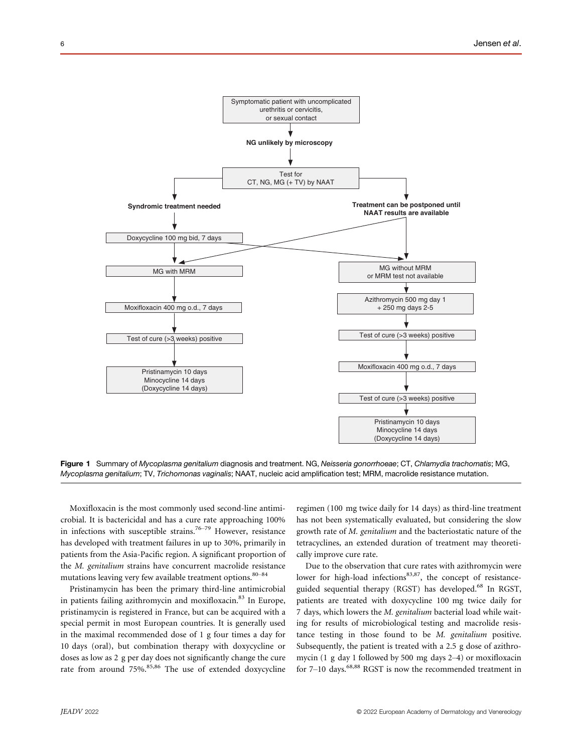Symptomatic patient with uncomplicated urethritis or cervicitis, or sexual contact

**NG unlikely by microscopy**

Test for CT, NG, MG (+ TV) by NAAT

**Syndromic treatment needed**

Doxycycline 100 mg bid, 7 days

**Treatment can be postponed until NAAT results are available**

MG with MRM

Moxifloxacin 400 mg o.d., 7 days

Test of cure (>3 weeks) positive

Pristinamycin 10 days
Minocycline 14 days
(Doxycycline 14 days)

MG without MRM or MRM test not available

Azithromycin 500 mg day 1 + 250 mg days 2-5

Test of cure (>3 weeks) positive

Moxifloxacin 400 mg o.d., 7 days

Test of cure (>3 weeks) positive

Pristinamycin 10 days
Minocycline 14 days
(Doxycycline 14 days)

**Figure 1** Summary of *Mycoplasma genitalium* diagnosis and treatment. NG, *Neisseria gonorrhoeae*; CT, *Chlamydia trachomatis*; MG, *Mycoplasma genitalium*; TV, *Trichomonas vaginalis*; NAAT, nucleic acid amplification test; MRM, macrolide resistance mutation.

Moxifloxacin is the most commonly used second-line antimicrobial. It is bactericidal and has a cure rate approaching 100% in infections with susceptible strains.[76–79] However, resistance has developed with treatment failures in up to 30%, primarily in patients from the Asia-Pacific region. A significant proportion of the *M. genitalium* strains have concurrent macrolide resistance mutations leaving very few available treatment options.[80–84]

Pristinamycin has been the primary third-line antimicrobial in patients failing azithromycin and moxifloxacin.[83] In Europe, pristinamycin is registered in France, but can be acquired with a special permit in most European countries. It is generally used in the maximal recommended dose of 1 g four times a day for 10 days (oral), but combination therapy with doxycycline or doses as low as 2 g per day does not significantly change the cure rate from around 75%.[85,86] The use of extended doxycycline regimen (100 mg twice daily for 14 days) as third-line treatment has not been systematically evaluated, but considering the slow growth rate of *M. genitalium* and the bacteriostatic nature of the tetracyclines, an extended duration of treatment may theoretically improve cure rate.

Due to the observation that cure rates with azithromycin were lower for high-load infections[83,87], the concept of resistance-guided sequential therapy (RGST) has developed.[68] In RGST, patients are treated with doxycycline 100 mg twice daily for 7 days, which lowers the *M. genitalium* bacterial load while waiting for results of microbiological testing and macrolide resistance testing in those found to be *M. genitalium* positive. Subsequently, the patient is treated with a 2.5 g dose of azithromycin (1 g day 1 followed by 500 mg days 2–4) or moxifloxacin for 7–10 days.[68,88] RGST is now the recommended treatment in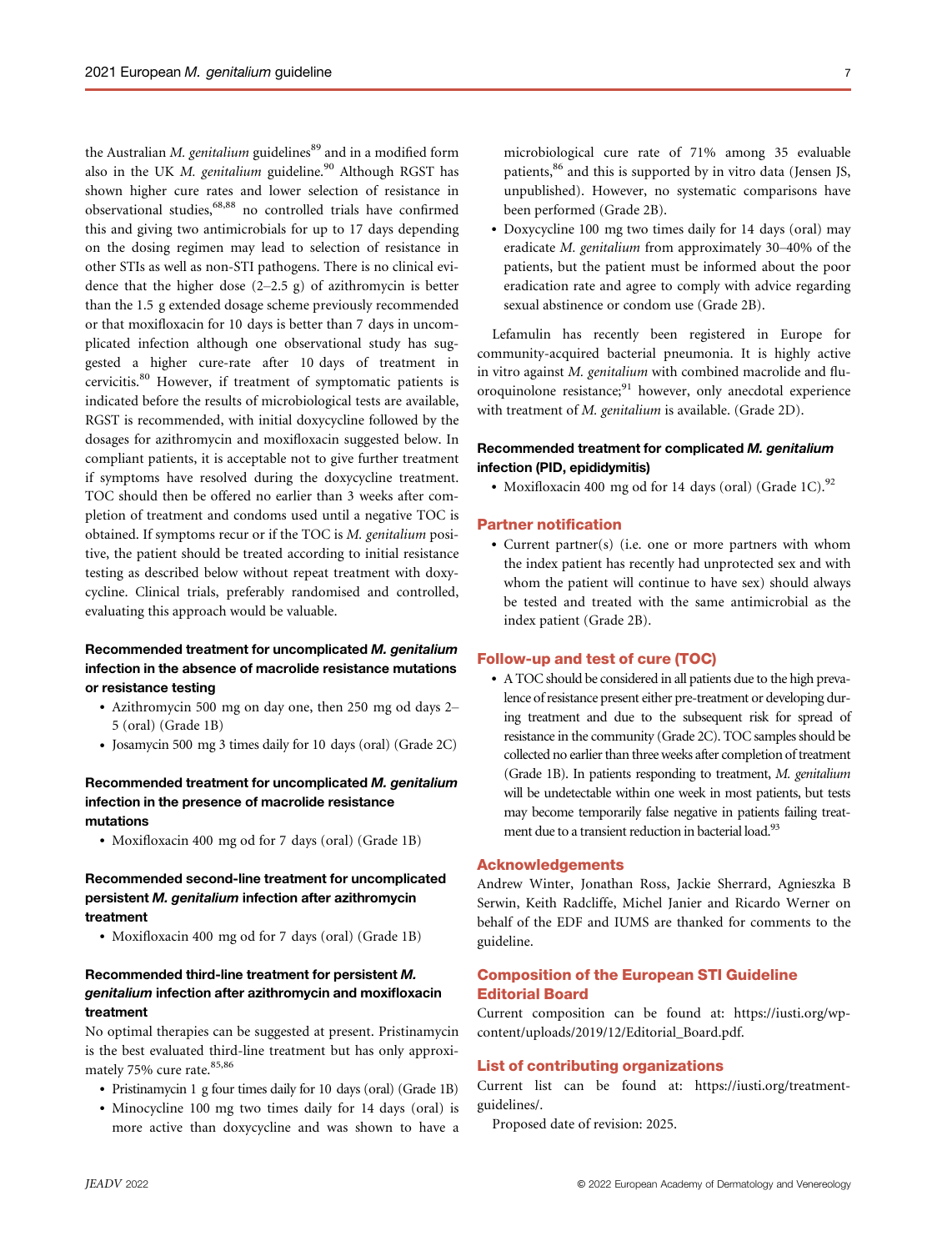the Australian *M. genitalium* guidelines[89] and in a modified form also in the UK *M. genitalium* guideline.[90] Although RGST has shown higher cure rates and lower selection of resistance in observational studies,[68,88] no controlled trials have confirmed this and giving two antimicrobials for up to 17 days depending on the dosing regimen may lead to selection of resistance in other STIs as well as non-STI pathogens. There is no clinical evidence that the higher dose (2–2.5 g) of azithromycin is better than the 1.5 g extended dosage scheme previously recommended or that moxifloxacin for 10 days is better than 7 days in uncomplicated infection although one observational study has suggested a higher cure-rate after 10 days of treatment in cervicitis.[80] However, if treatment of symptomatic patients is indicated before the results of microbiological tests are available, RGST is recommended, with initial doxycycline followed by the dosages for azithromycin and moxifloxacin suggested below. In compliant patients, it is acceptable not to give further treatment if symptoms have resolved during the doxycycline treatment. TOC should then be offered no earlier than 3 weeks after completion of treatment and condoms used until a negative TOC is obtained. If symptoms recur or if the TOC is *M. genitalium* positive, the patient should be treated according to initial resistance testing as described below without repeat treatment with doxycycline. Clinical trials, preferably randomised and controlled, evaluating this approach would be valuable.

### Recommended treatment for uncomplicated *M. genitalium* infection in the absence of macrolide resistance mutations or resistance testing

- Azithromycin 500 mg on day one, then 250 mg od days 2–5 (oral) (Grade 1B)
- Josamycin 500 mg 3 times daily for 10 days (oral) (Grade 2C)

### Recommended treatment for uncomplicated *M. genitalium* infection in the presence of macrolide resistance mutations

- Moxifloxacin 400 mg od for 7 days (oral) (Grade 1B)

### Recommended second-line treatment for uncomplicated persistent *M. genitalium* infection after azithromycin treatment

- Moxifloxacin 400 mg od for 7 days (oral) (Grade 1B)

### Recommended third-line treatment for persistent *M. genitalium* infection after azithromycin and moxifloxacin treatment

No optimal therapies can be suggested at present. Pristinamycin is the best evaluated third-line treatment but has only approximately 75% cure rate.[85,86]

- Pristinamycin 1 g four times daily for 10 days (oral) (Grade 1B)
- Minocycline 100 mg two times daily for 14 days (oral) is more active than doxycycline and was shown to have a microbiological cure rate of 71% among 35 evaluable patients,[86] and this is supported by in vitro data (Jensen JS, unpublished). However, no systematic comparisons have been performed (Grade 2B).
- Doxycycline 100 mg two times daily for 14 days (oral) may eradicate *M. genitalium* from approximately 30–40% of the patients, but the patient must be informed about the poor eradication rate and agree to comply with advice regarding sexual abstinence or condom use (Grade 2B).

Lefamulin has recently been registered in Europe for community-acquired bacterial pneumonia. It is highly active in vitro against *M. genitalium* with combined macrolide and fluoroquinolone resistance;[91] however, only anecdotal experience with treatment of *M. genitalium* is available. (Grade 2D).

### Recommended treatment for complicated *M. genitalium* infection (PID, epididymitis)

- Moxifloxacin 400 mg od for 14 days (oral) (Grade 1C).[92]

## Partner notification

- Current partner(s) (i.e. one or more partners with whom the index patient has recently had unprotected sex and with whom the patient will continue to have sex) should always be tested and treated with the same antimicrobial as the index patient (Grade 2B).

## Follow-up and test of cure (TOC)

- A TOC should be considered in all patients due to the high prevalence of resistance present either pre-treatment or developing during treatment and due to the subsequent risk for spread of resistance in the community (Grade 2C). TOC samples should be collected no earlier than three weeks after completion of treatment (Grade 1B). In patients responding to treatment, *M. genitalium* will be undetectable within one week in most patients, but tests may become temporarily false negative in patients failing treatment due to a transient reduction in bacterial load.[93]

## Acknowledgements

Andrew Winter, Jonathan Ross, Jackie Sherrard, Agnieszka B Serwin, Keith Radcliffe, Michel Janier and Ricardo Werner on behalf of the EDF and IUMS are thanked for comments to the guideline.

## Composition of the European STI Guideline Editorial Board

Current composition can be found at: https://iusti.org/wp-content/uploads/2019/12/Editorial_Board.pdf.

## List of contributing organizations

Current list can be found at: https://iusti.org/treatment-guidelines/.

Proposed date of revision: 2025.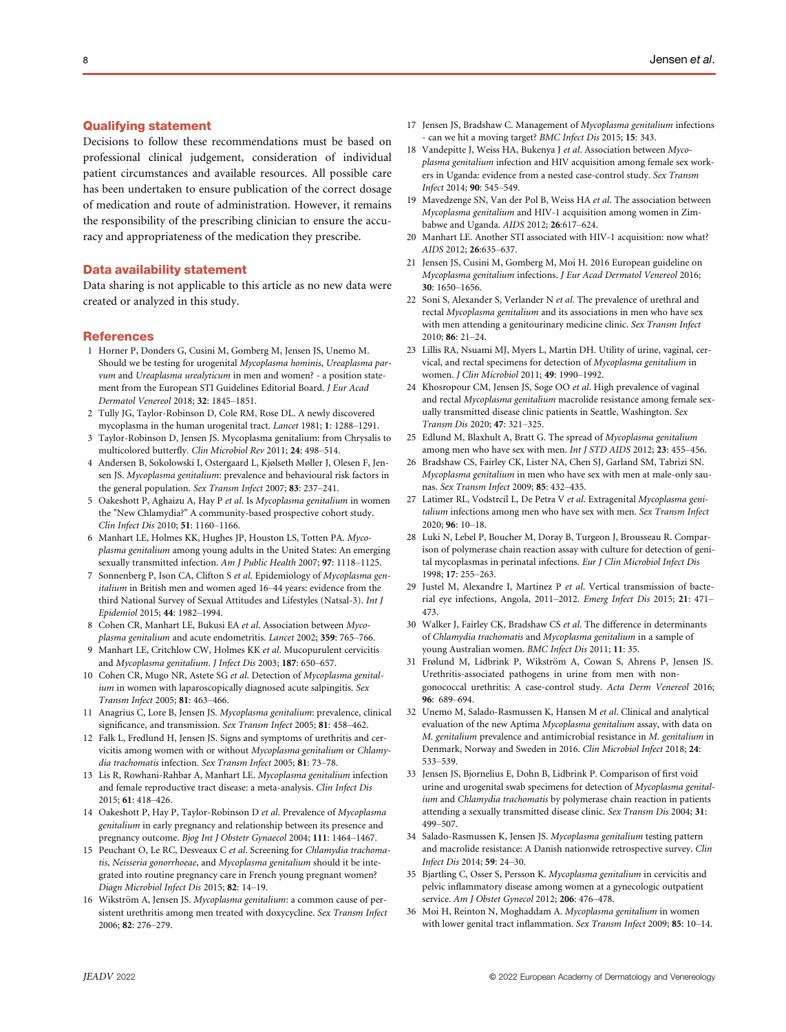## Qualifying statement

Decisions to follow these recommendations must be based on professional clinical judgement, consideration of individual patient circumstances and available resources. All possible care has been undertaken to ensure publication of the correct dosage of medication and route of administration. However, it remains the responsibility of the prescribing clinician to ensure the accuracy and appropriateness of the medication they prescribe.

## Data availability statement

Data sharing is not applicable to this article as no new data were created or analyzed in this study.

## References

1. Horner P, Donders G, Cusini M, Gomberg M, Jensen JS, Unemo M. Should we be testing for urogenital *Mycoplasma hominis*, *Ureaplasma parvum* and *Ureaplasma urealyticum* in men and women? - a position statement from the European STI Guidelines Editorial Board. *J Eur Acad Dermatol Venereol* 2018; **32**: 1845–1851.
2. Tully JG, Taylor-Robinson D, Cole RM, Rose DL. A newly discovered mycoplasma in the human urogenital tract. *Lancet* 1981; **1**: 1288–1291.
3. Taylor-Robinson D, Jensen JS. Mycoplasma genitalium: from Chrysalis to multicolored butterfly. *Clin Microbiol Rev* 2011; **24**: 498–514.
4. Andersen B, Sokolowski I, Ostergaard L, Kjølseth Møller J, Olesen F, Jensen JS. *Mycoplasma genitalium*: prevalence and behavioural risk factors in the general population. *Sex Transm Infect* 2007; **83**: 237–241.
5. Oakeshott P, Aghaizu A, Hay P *et al*. Is *Mycoplasma genitalium* in women the "New Chlamydia?" A community-based prospective cohort study. *Clin Infect Dis* 2010; **51**: 1160–1166.
6. Manhart LE, Holmes KK, Hughes JP, Houston LS, Totten PA. *Mycoplasma genitalium* among young adults in the United States: An emerging sexually transmitted infection. *Am J Public Health* 2007; **97**: 1118–1125.
7. Sonnenberg P, Ison CA, Clifton S *et al*. Epidemiology of *Mycoplasma genitalium* in British men and women aged 16–44 years: evidence from the third National Survey of Sexual Attitudes and Lifestyles (Natsal-3). *Int J Epidemiol* 2015; **44**: 1982–1994.
8. Cohen CR, Manhart LE, Bukusi EA *et al*. Association between *Mycoplasma genitalium* and acute endometritis. *Lancet* 2002; **359**: 765–766.
9. Manhart LE, Critchlow CW, Holmes KK *et al*. Mucopurulent cervicitis and *Mycoplasma genitalium*. *J Infect Dis* 2003; **187**: 650–657.
10. Cohen CR, Mugo NR, Astete SG *et al*. Detection of *Mycoplasma genitalium* in women with laparoscopically diagnosed acute salpingitis. *Sex Transm Infect* 2005; **81**: 463–466.
11. Anagrius C, Lore B, Jensen JS. *Mycoplasma genitalium*: prevalence, clinical significance, and transmission. *Sex Transm Infect* 2005; **81**: 458–462.
12. Falk L, Fredlund H, Jensen JS. Signs and symptoms of urethritis and cervicitis among women with or without *Mycoplasma genitalium* or *Chlamydia trachomatis* infection. *Sex Transm Infect* 2005; **81**: 73–78.
13. Lis R, Rowhani-Rahbar A, Manhart LE. *Mycoplasma genitalium* infection and female reproductive tract disease: a meta-analysis. *Clin Infect Dis* 2015; **61**: 418–426.
14. Oakeshott P, Hay P, Taylor-Robinson D *et al*. Prevalence of *Mycoplasma genitalium* in early pregnancy and relationship between its presence and pregnancy outcome. *Bjog Int J Obstetr Gynaecol* 2004; **111**: 1464–1467.
15. Peuchant O, Le RC, Desveaux C *et al*. Screening for *Chlamydia trachomatis*, *Neisseria gonorrhoeae*, and *Mycoplasma genitalium* should it be integrated into routine pregnancy care in French young pregnant women? *Diagn Microbiol Infect Dis* 2015; **82**: 14–19.
16. Wikström A, Jensen JS. *Mycoplasma genitalium*: a common cause of persistent urethritis among men treated with doxycycline. *Sex Transm Infect* 2006; **82**: 276–279.
17. Jensen JS, Bradshaw C. Management of *Mycoplasma genitalium* infections - can we hit a moving target? *BMC Infect Dis* 2015; **15**: 343.
18. Vandepitte J, Weiss HA, Bukenya J *et al*. Association between *Mycoplasma genitalium* infection and HIV acquisition among female sex workers in Uganda: evidence from a nested case-control study. *Sex Transm Infect* 2014; **90**: 545–549.
19. Mavedzenge SN, Van der Pol B, Weiss HA *et al*. The association between *Mycoplasma genitalium* and HIV-1 acquisition among women in Zimbabwe and Uganda. *AIDS* 2012; **26**:617–624.
20. Manhart LE. Another STI associated with HIV-1 acquisition: now what? *AIDS* 2012; **26**:635–637.
21. Jensen JS, Cusini M, Gomberg M, Moi H. 2016 European guideline on *Mycoplasma genitalium* infections. *J Eur Acad Dermatol Venereol* 2016; **30**: 1650–1656.
22. Soni S, Alexander S, Verlander N *et al*. The prevalence of urethral and rectal *Mycoplasma genitalium* and its associations in men who have sex with men attending a genitourinary medicine clinic. *Sex Transm Infect* 2010; **86**: 21–24.
23. Lillis RA, Nsuami MJ, Myers L, Martin DH. Utility of urine, vaginal, cervical, and rectal specimens for detection of *Mycoplasma genitalium* in women. *J Clin Microbiol* 2011; **49**: 1990–1992.
24. Khosropour CM, Jensen JS, Soge OO *et al*. High prevalence of vaginal and rectal *Mycoplasma genitalium* macrolide resistance among female sexually transmitted disease clinic patients in Seattle, Washington. *Sex Transm Dis* 2020; **47**: 321–325.
25. Edlund M, Blaxhult A, Bratt G. The spread of *Mycoplasma genitalium* among men who have sex with men. *Int J STD AIDS* 2012; **23**: 455–456.
26. Bradshaw CS, Fairley CK, Lister NA, Chen SJ, Garland SM, Tabrizi SN. *Mycoplasma genitalium* in men who have sex with men at male-only saunas. *Sex Transm Infect* 2009; **85**: 432–435.
27. Latimer RL, Vodstrcil L, De Petra V *et al*. Extragenital *Mycoplasma genitalium* infections among men who have sex with men. *Sex Transm Infect* 2020; **96**: 10–18.
28. Luki N, Lebel P, Boucher M, Doray B, Turgeon J, Brousseau R. Comparison of polymerase chain reaction assay with culture for detection of genital mycoplasmas in perinatal infections. *Eur J Clin Microbiol Infect Dis* 1998; **17**: 255–263.
29. Justel M, Alexandre I, Martinez P *et al*. Vertical transmission of bacterial eye infections, Angola, 2011–2012. *Emerg Infect Dis* 2015; **21**: 471–473.
30. Walker J, Fairley CK, Bradshaw CS *et al*. The difference in determinants of *Chlamydia trachomatis* and *Mycoplasma genitalium* in a sample of young Australian women. *BMC Infect Dis* 2011; **11**: 35.
31. Frølund M, Lidbrink P, Wikström A, Cowan S, Ahrens P, Jensen JS. Urethritis-associated pathogens in urine from men with non-gonococcal urethritis: A case-control study. *Acta Derm Venereol* 2016; **96**: 689–694.
32. Unemo M, Salado-Rasmussen K, Hansen M *et al*. Clinical and analytical evaluation of the new Aptima *Mycoplasma genitalium* assay, with data on *M. genitalium* prevalence and antimicrobial resistance in *M. genitalium* in Denmark, Norway and Sweden in 2016. *Clin Microbiol Infect* 2018; **24**: 533–539.
33. Jensen JS, Bjornelius E, Dohn B, Lidbrink P. Comparison of first void urine and urogenital swab specimens for detection of *Mycoplasma genitalium* and *Chlamydia trachomatis* by polymerase chain reaction in patients attending a sexually transmitted disease clinic. *Sex Transm Dis* 2004; **31**: 499–507.
34. Salado-Rasmussen K, Jensen JS. *Mycoplasma genitalium* testing pattern and macrolide resistance: A Danish nationwide retrospective survey. *Clin Infect Dis* 2014; **59**: 24–30.
35. Bjartling C, Osser S, Persson K. *Mycoplasma genitalium* in cervicitis and pelvic inflammatory disease among women at a gynecologic outpatient service. *Am J Obstet Gynecol* 2012; **206**: 476–478.
36. Moi H, Reinton N, Moghaddam A. *Mycoplasma genitalium* in women with lower genital tract inflammation. *Sex Transm Infect* 2009; **85**: 10–14.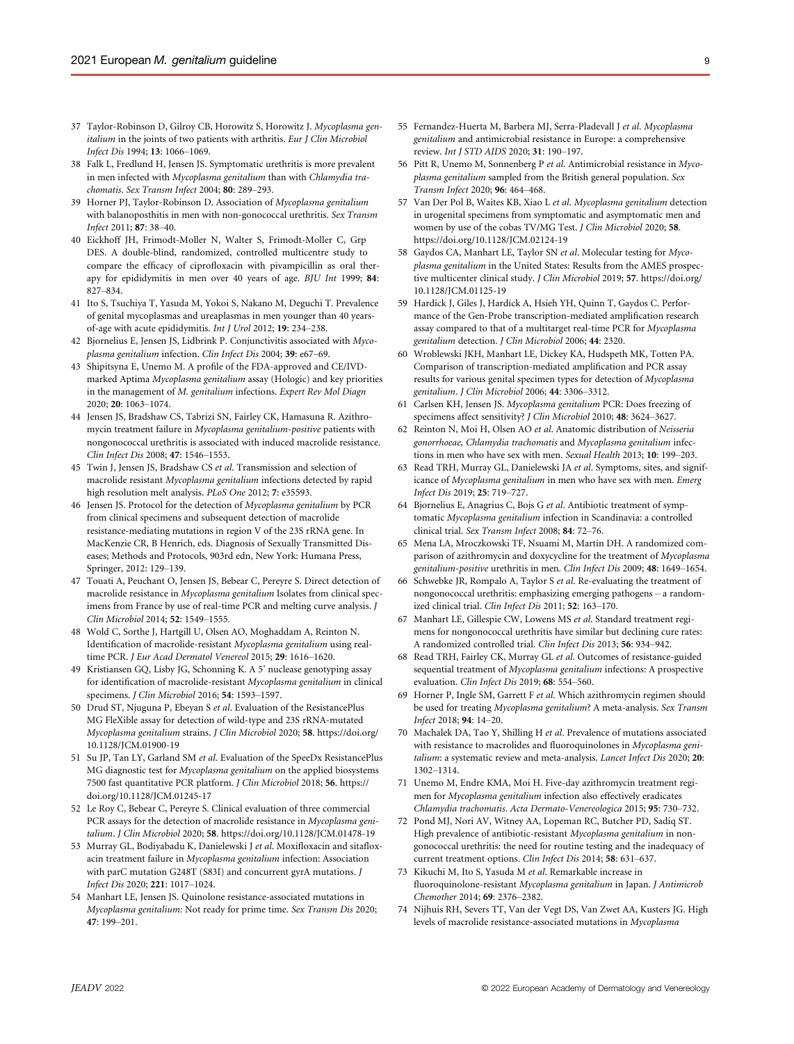37 Taylor-Robinson D, Gilroy CB, Horowitz S, Horowitz J. *Mycoplasma genitalium* in the joints of two patients with arthritis. *Eur J Clin Microbiol Infect Dis* 1994; **13**: 1066–1069.

38 Falk L, Fredlund H, Jensen JS. Symptomatic urethritis is more prevalent in men infected with *Mycoplasma genitalium* than with *Chlamydia trachomatis*. *Sex Transm Infect* 2004; **80**: 289–293.

39 Horner PJ, Taylor-Robinson D. Association of *Mycoplasma genitalium* with balanoposthitis in men with non-gonococcal urethritis. *Sex Transm Infect* 2011; **87**: 38–40.

40 Eickhoff JH, Frimodt-Moller N, Walter S, Frimodt-Moller C, Grp DES. A double-blind, randomized, controlled multicentre study to compare the efficacy of ciprofloxacin with pivampicillin as oral therapy for epididymitis in men over 40 years of age. *BJU Int* 1999; **84**: 827–834.

41 Ito S, Tsuchiya T, Yasuda M, Yokoi S, Nakano M, Deguchi T. Prevalence of genital mycoplasmas and ureaplasmas in men younger than 40 years-of-age with acute epididymitis. *Int J Urol* 2012; **19**: 234–238.

42 Bjornelius E, Jensen JS, Lidbrink P. Conjunctivitis associated with *Mycoplasma genitalium* infection. *Clin Infect Dis* 2004; **39**: e67–69.

43 Shipitsyna E, Unemo M. A profile of the FDA-approved and CE/IVD-marked Aptima *Mycoplasma genitalium* assay (Hologic) and key priorities in the management of *M. genitalium* infections. *Expert Rev Mol Diagn* 2020; **20**: 1063–1074.

44 Jensen JS, Bradshaw CS, Tabrizi SN, Fairley CK, Hamasuna R. Azithromycin treatment failure in *Mycoplasma genitalium-positive* patients with nongonococcal urethritis is associated with induced macrolide resistance. *Clin Infect Dis* 2008; **47**: 1546–1553.

45 Twin J, Jensen JS, Bradshaw CS *et al*. Transmission and selection of macrolide resistant *Mycoplasma genitalium* infections detected by rapid high resolution melt analysis. *PLoS One* 2012; **7**: e35593.

46 Jensen JS. Protocol for the detection of *Mycoplasma genitalium* by PCR from clinical specimens and subsequent detection of macrolide resistance-mediating mutations in region V of the 23S rRNA gene. In MacKenzie CR, B Henrich, eds. Diagnosis of Sexually Transmitted Diseases; Methods and Protocols, 903rd edn, New York: Humana Press, Springer, 2012: 129–139.

47 Touati A, Peuchant O, Jensen JS, Bebear C, Pereyre S. Direct detection of macrolide resistance in *Mycoplasma genitalium* Isolates from clinical specimens from France by use of real-time PCR and melting curve analysis. *J Clin Microbiol* 2014; **52**: 1549–1555.

48 Wold C, Sorthe J, Hartgill U, Olsen AO, Moghaddam A, Reinton N. Identification of macrolide-resistant *Mycoplasma genitalium* using real-time PCR. *J Eur Acad Dermatol Venereol* 2015; **29**: 1616–1620.

49 Kristiansen GQ, Lisby JG, Schonning K. A 5' nuclease genotyping assay for identification of macrolide-resistant *Mycoplasma genitalium* in clinical specimens. *J Clin Microbiol* 2016; **54**: 1593–1597.

50 Drud ST, Njuguna P, Ebeyan S *et al*. Evaluation of the ResistancePlus MG FleXible assay for detection of wild-type and 23S rRNA-mutated *Mycoplasma genitalium* strains. *J Clin Microbiol* 2020; **58**. https://doi.org/10.1128/JCM.01900-19

51 Su JP, Tan LY, Garland SM *et al*. Evaluation of the SpeeDx ResistancePlus MG diagnostic test for *Mycoplasma genitalium* on the applied biosystems 7500 fast quantitative PCR platform. *J Clin Microbiol* 2018; **56**. https://doi.org/10.1128/JCM.01245-17

52 Le Roy C, Bebear C, Pereyre S. Clinical evaluation of three commercial PCR assays for the detection of macrolide resistance in *Mycoplasma genitalium*. *J Clin Microbiol* 2020; **58**. https://doi.org/10.1128/JCM.01478-19

53 Murray GL, Bodiyabadu K, Danielewski J *et al*. Moxifloxacin and sitafloxacin treatment failure in *Mycoplasma genitalium* infection: Association with parC mutation G248T (S83I) and concurrent gyrA mutations. *J Infect Dis* 2020; **221**: 1017–1024.

54 Manhart LE, Jensen JS. Quinolone resistance-associated mutations in *Mycoplasma genitalium:* Not ready for prime time. *Sex Transm Dis* 2020; **47**: 199–201.

55 Fernandez-Huerta M, Barbera MJ, Serra-Pladevall J *et al*. *Mycoplasma genitalium* and antimicrobial resistance in Europe: a comprehensive review. *Int J STD AIDS* 2020; **31**: 190–197.

56 Pitt R, Unemo M, Sonnenberg P *et al*. Antimicrobial resistance in *Mycoplasma genitalium* sampled from the British general population. *Sex Transm Infect* 2020; **96**: 464–468.

57 Van Der Pol B, Waites KB, Xiao L *et al*. *Mycoplasma genitalium* detection in urogenital specimens from symptomatic and asymptomatic men and women by use of the cobas TV/MG Test. *J Clin Microbiol* 2020; **58**. https://doi.org/10.1128/JCM.02124-19

58 Gaydos CA, Manhart LE, Taylor SN *et al*. Molecular testing for *Mycoplasma genitalium* in the United States: Results from the AMES prospective multicenter clinical study. *J Clin Microbiol* 2019; **57**. https://doi.org/10.1128/JCM.01125-19

59 Hardick J, Giles J, Hardick A, Hsieh YH, Quinn T, Gaydos C. Performance of the Gen-Probe transcription-mediated amplification research assay compared to that of a multitarget real-time PCR for *Mycoplasma genitalium* detection. *J Clin Microbiol* 2006; **44**: 2320.

60 Wroblewski JKH, Manhart LE, Dickey KA, Hudspeth MK, Totten PA. Comparison of transcription-mediated amplification and PCR assay results for various genital specimen types for detection of *Mycoplasma genitalium*. *J Clin Microbiol* 2006; **44**: 3306–3312.

61 Carlsen KH, Jensen JS. *Mycoplasma genitalium* PCR: Does freezing of specimens affect sensitivity? *J Clin Microbiol* 2010; **48**: 3624–3627.

62 Reinton N, Moi H, Olsen AO *et al*. Anatomic distribution of *Neisseria gonorrhoeae, Chlamydia trachomatis* and *Mycoplasma genitalium* infections in men who have sex with men. *Sexual Health* 2013; **10**: 199–203.

63 Read TRH, Murray GL, Danielewski JA *et al*. Symptoms, sites, and significance of *Mycoplasma genitalium* in men who have sex with men. *Emerg Infect Dis* 2019; **25**: 719–727.

64 Bjornelius E, Anagrius C, Bojs G *et al*. Antibiotic treatment of symptomatic *Mycoplasma genitalium* infection in Scandinavia: a controlled clinical trial. *Sex Transm Infect* 2008; **84**: 72–76.

65 Mena LA, Mroczkowski TF, Nsuami M, Martin DH. A randomized comparison of azithromycin and doxycycline for the treatment of *Mycoplasma genitalium-positive* urethritis in men. *Clin Infect Dis* 2009; **48**: 1649–1654.

66 Schwebke JR, Rompalo A, Taylor S *et al*. Re-evaluating the treatment of nongonococcal urethritis: emphasizing emerging pathogens – a randomized clinical trial. *Clin Infect Dis* 2011; **52**: 163–170.

67 Manhart LE, Gillespie CW, Lowens MS *et al*. Standard treatment regimens for nongonococcal urethritis have similar but declining cure rates: A randomized controlled trial. *Clin Infect Dis* 2013; **56**: 934–942.

68 Read TRH, Fairley CK, Murray GL *et al*. Outcomes of resistance-guided sequential treatment of *Mycoplasma genitalium* infections: A prospective evaluation. *Clin Infect Dis* 2019; **68**: 554–560.

69 Horner P, Ingle SM, Garrett F *et al*. Which azithromycin regimen should be used for treating *Mycoplasma genitalium*? A meta-analysis. *Sex Transm Infect* 2018; **94**: 14–20.

70 Machalek DA, Tao Y, Shilling H *et al*. Prevalence of mutations associated with resistance to macrolides and fluoroquinolones in *Mycoplasma genitalium*: a systematic review and meta-analysis. *Lancet Infect Dis* 2020; **20**: 1302–1314.

71 Unemo M, Endre KMA, Moi H. Five-day azithromycin treatment regimen for *Mycoplasma genitalium* infection also effectively eradicates *Chlamydia trachomatis*. *Acta Dermato-Venereologica* 2015; **95**: 730–732.

72 Pond MJ, Nori AV, Witney AA, Lopeman RC, Butcher PD, Sadiq ST. High prevalence of antibiotic-resistant *Mycoplasma genitalium* in non-gonococcal urethritis: the need for routine testing and the inadequacy of current treatment options. *Clin Infect Dis* 2014; **58**: 631–637.

73 Kikuchi M, Ito S, Yasuda M *et al*. Remarkable increase in fluoroquinolone-resistant *Mycoplasma genitalium* in Japan. *J Antimicrob Chemother* 2014; **69**: 2376–2382.

74 Nijhuis RH, Severs TT, Van der Vegt DS, Van Zwet AA, Kusters JG. High levels of macrolide resistance-associated mutations in *Mycoplasma*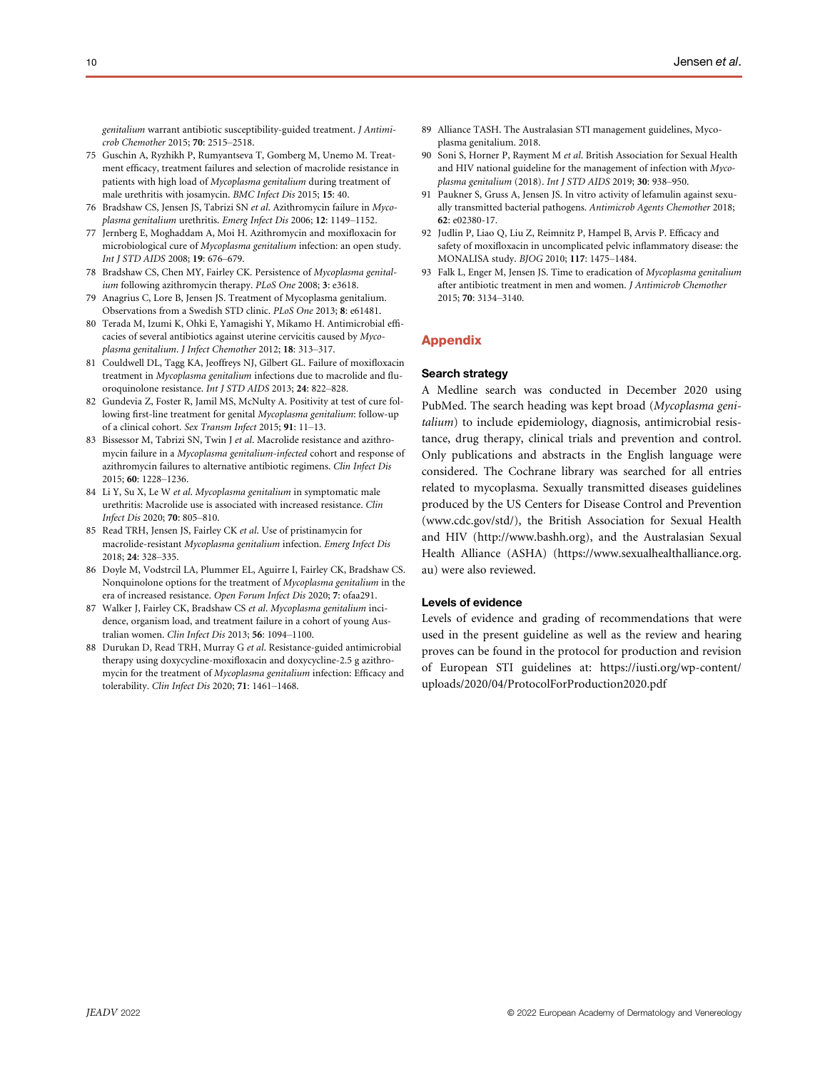*genitalium* warrant antibiotic susceptibility-guided treatment. *J Antimicrob Chemother* 2015; **70**: 2515–2518.

75 Guschin A, Ryzhikh P, Rumyantseva T, Gomberg M, Unemo M. Treatment efficacy, treatment failures and selection of macrolide resistance in patients with high load of *Mycoplasma genitalium* during treatment of male urethritis with josamycin. *BMC Infect Dis* 2015; **15**: 40.

76 Bradshaw CS, Jensen JS, Tabrizi SN *et al*. Azithromycin failure in *Mycoplasma genitalium* urethritis. *Emerg Infect Dis* 2006; **12**: 1149–1152.

77 Jernberg E, Moghaddam A, Moi H. Azithromycin and moxifloxacin for microbiological cure of *Mycoplasma genitalium* infection: an open study. *Int J STD AIDS* 2008; **19**: 676–679.

78 Bradshaw CS, Chen MY, Fairley CK. Persistence of *Mycoplasma genitalium* following azithromycin therapy. *PLoS One* 2008; **3**: e3618.

79 Anagrius C, Lore B, Jensen JS. Treatment of Mycoplasma genitalium. Observations from a Swedish STD clinic. *PLoS One* 2013; **8**: e61481.

80 Terada M, Izumi K, Ohki E, Yamagishi Y, Mikamo H. Antimicrobial efficacies of several antibiotics against uterine cervicitis caused by *Mycoplasma genitalium*. *J Infect Chemother* 2012; **18**: 313–317.

81 Couldwell DL, Tagg KA, Jeoffreys NJ, Gilbert GL. Failure of moxifloxacin treatment in *Mycoplasma genitalium* infections due to macrolide and fluoroquinolone resistance. *Int J STD AIDS* 2013; **24**: 822–828.

82 Gundevia Z, Foster R, Jamil MS, McNulty A. Positivity at test of cure following first-line treatment for genital *Mycoplasma genitalium*: follow-up of a clinical cohort. *Sex Transm Infect* 2015; **91**: 11–13.

83 Bissessor M, Tabrizi SN, Twin J *et al*. Macrolide resistance and azithromycin failure in a *Mycoplasma genitalium-infected* cohort and response of azithromycin failures to alternative antibiotic regimens. *Clin Infect Dis* 2015; **60**: 1228–1236.

84 Li Y, Su X, Le W *et al*. *Mycoplasma genitalium* in symptomatic male urethritis: Macrolide use is associated with increased resistance. *Clin Infect Dis* 2020; **70**: 805–810.

85 Read TRH, Jensen JS, Fairley CK *et al*. Use of pristinamycin for macrolide-resistant *Mycoplasma genitalium* infection. *Emerg Infect Dis* 2018; **24**: 328–335.

86 Doyle M, Vodstrcil LA, Plummer EL, Aguirre I, Fairley CK, Bradshaw CS. Nonquinolone options for the treatment of *Mycoplasma genitalium* in the era of increased resistance. *Open Forum Infect Dis* 2020; **7**: ofaa291.

87 Walker J, Fairley CK, Bradshaw CS *et al*. *Mycoplasma genitalium* incidence, organism load, and treatment failure in a cohort of young Australian women. *Clin Infect Dis* 2013; **56**: 1094–1100.

88 Durukan D, Read TRH, Murray G *et al*. Resistance-guided antimicrobial therapy using doxycycline-moxifloxacin and doxycycline-2.5 g azithromycin for the treatment of *Mycoplasma genitalium* infection: Efficacy and tolerability. *Clin Infect Dis* 2020; **71**: 1461–1468.

89 Alliance TASH. The Australasian STI management guidelines, Mycoplasma genitalium. 2018.

90 Soni S, Horner P, Rayment M *et al*. British Association for Sexual Health and HIV national guideline for the management of infection with *Mycoplasma genitalium* (2018). *Int J STD AIDS* 2019; **30**: 938–950.

91 Paukner S, Gruss A, Jensen JS. In vitro activity of lefamulin against sexually transmitted bacterial pathogens. *Antimicrob Agents Chemother* 2018; **62**: e02380-17.

92 Judlin P, Liao Q, Liu Z, Reimnitz P, Hampel B, Arvis P. Efficacy and safety of moxifloxacin in uncomplicated pelvic inflammatory disease: the MONALISA study. *BJOG* 2010; **117**: 1475–1484.

93 Falk L, Enger M, Jensen JS. Time to eradication of *Mycoplasma genitalium* after antibiotic treatment in men and women. *J Antimicrob Chemother* 2015; **70**: 3134–3140.

## Appendix

### Search strategy

A Medline search was conducted in December 2020 using PubMed. The search heading was kept broad (*Mycoplasma genitalium*) to include epidemiology, diagnosis, antimicrobial resistance, drug therapy, clinical trials and prevention and control. Only publications and abstracts in the English language were considered. The Cochrane library was searched for all entries related to mycoplasma. Sexually transmitted diseases guidelines produced by the US Centers for Disease Control and Prevention (www.cdc.gov/std/), the British Association for Sexual Health and HIV (http://www.bashh.org), and the Australasian Sexual Health Alliance (ASHA) (https://www.sexualhealthalliance.org.au) were also reviewed.

### Levels of evidence

Levels of evidence and grading of recommendations that were used in the present guideline as well as the review and hearing proves can be found in the protocol for production and revision of European STI guidelines at: https://iusti.org/wp-content/uploads/2020/04/ProtocolForProduction2020.pdf